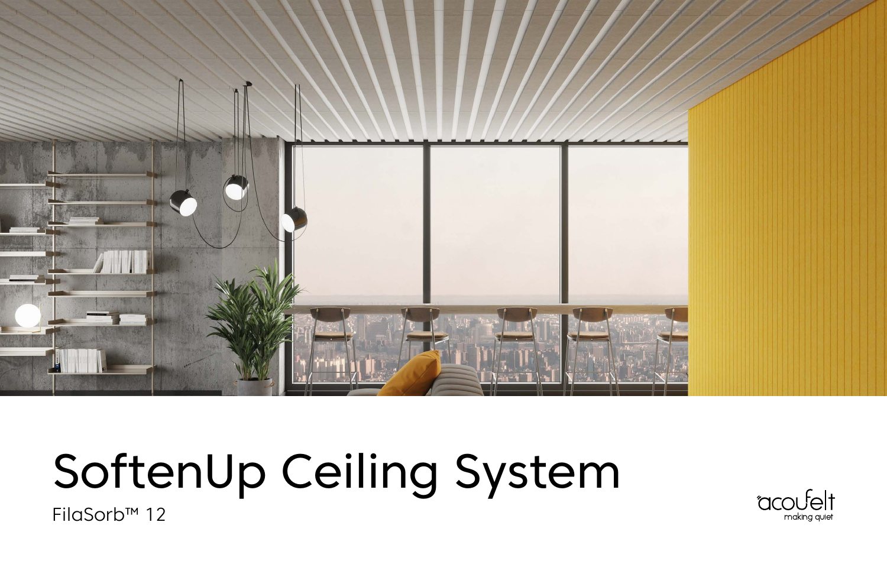# SoftenUp Ceiling System

FilaSorb™ 12

acoufelt
making quiet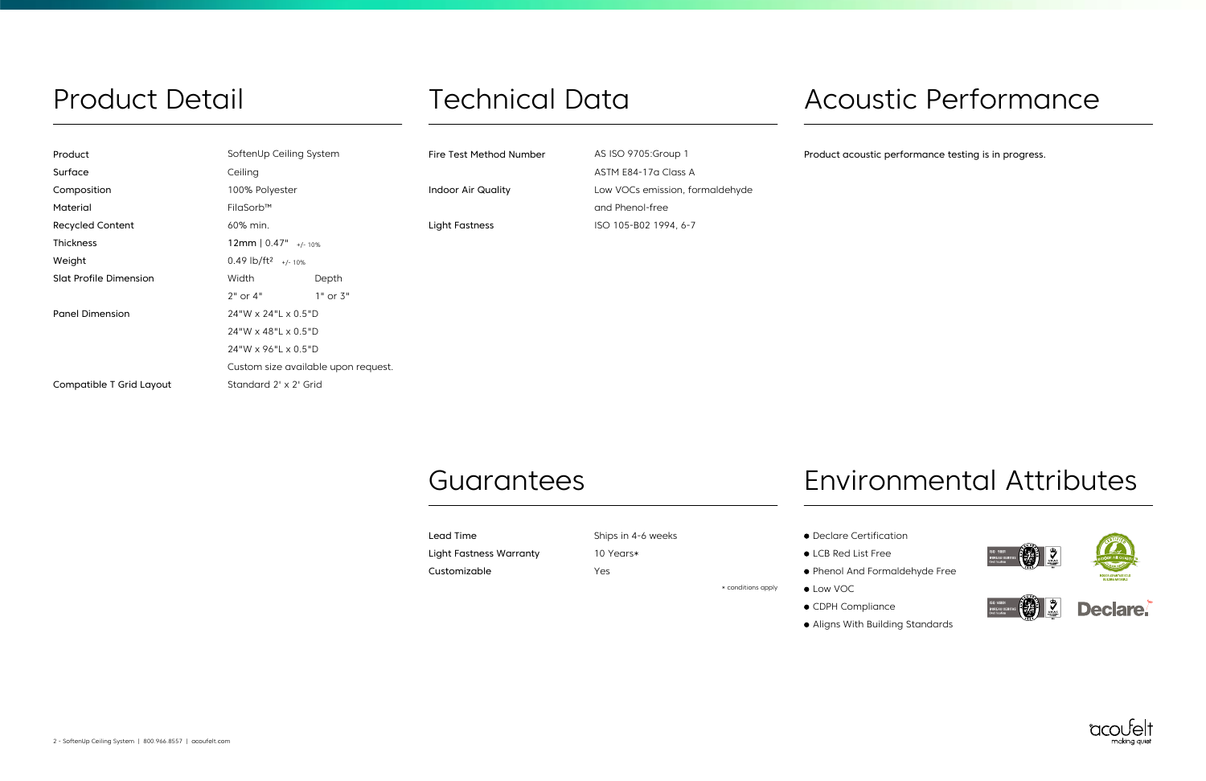## Product Detail

| | | |
|---|---|---|
| Product | SoftenUp Ceiling System | |
| Surface | Ceiling | |
| Composition | 100% Polyester | |
| Material | FilaSorb™ | |
| Recycled Content | 60% min. | |
| Thickness | 12mm \| 0.47" +/- 10% | |
| Weight | 0.49 lb/ft² +/- 10% | |
| Slat Profile Dimension | Width | Depth |
| | 2" or 4" | 1" or 3" |
| Panel Dimension | 24"W x 24"L x 0.5"D | |
| | 24"W x 48"L x 0.5"D | |
| | 24"W x 96"L x 0.5"D | |
| | Custom size available upon request. | |
| Compatible T Grid Layout | Standard 2' x 2' Grid | |

## Technical Data

| | |
|---|---|
| Fire Test Method Number | AS ISO 9705:Group 1 |
| | ASTM E84-17a Class A |
| Indoor Air Quality | Low VOCs emission, formaldehyde and Phenol-free |
| Light Fastness | ISO 105-B02 1994, 6-7 |

## Acoustic Performance

Product acoustic performance testing is in progress.

## Guarantees

| | |
|---|---|
| Lead Time | Ships in 4-6 weeks |
| Light Fastness Warranty | 10 Years* |
| Customizable | Yes |

* conditions apply

## Environmental Attributes

- Declare Certification
- LCB Red List Free
- Phenol And Formaldehyde Free
- Low VOC
- CDPH Compliance
- Aligns With Building Standards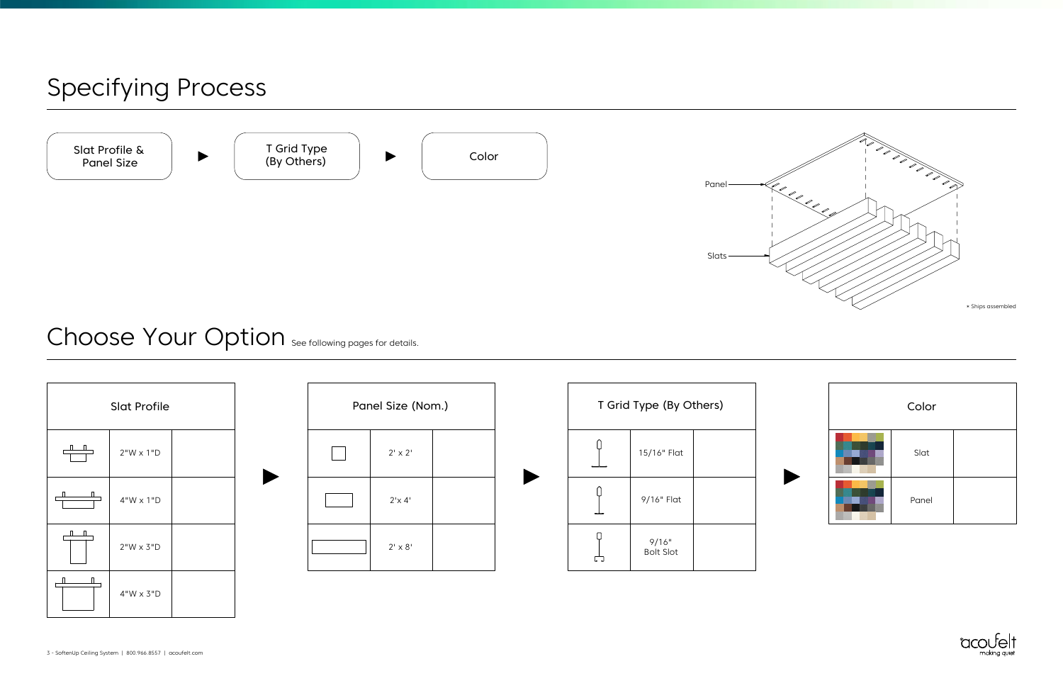# Specifying Process

Slat Profile & Panel Size ▶ T Grid Type (By Others) ▶ Color

Panel

Slats

* Ships assembled

# Choose Your Option

See following pages for details.

| Slat Profile | | |
|---|---|---|
| | 2"W x 1"D | |
| | 4"W x 1"D | |
| | 2"W x 3"D | |
| | 4"W x 3"D | |

| Panel Size (Nom.) | | |
|---|---|---|
| | 2' x 2' | |
| | 2'x 4' | |
| | 2' x 8' | |

| T Grid Type (By Others) | | |
|---|---|---|
| | 15/16" Flat | |
| | 9/16" Flat | |
| | 9/16" Bolt Slot | |

| Color | | |
|---|---|---|
| | Slat | |
| | Panel | |

acoufelt making quiet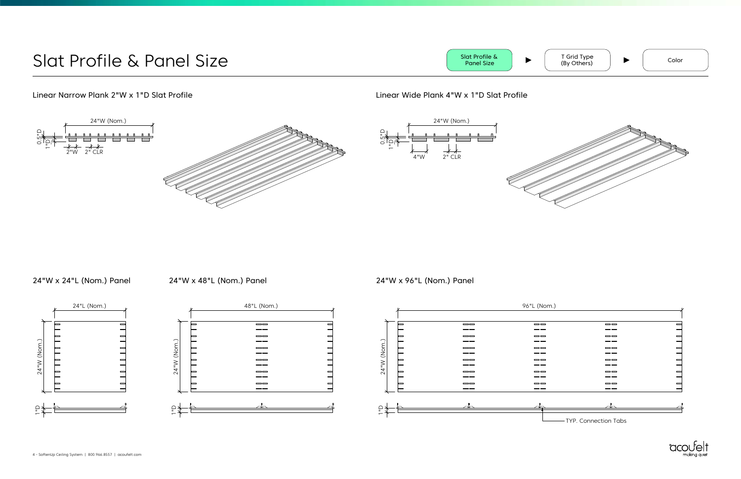# Slat Profile & Panel Size

Slat Profile & Panel Size ► T Grid Type (By Others) ► Color

## Linear Narrow Plank 2"W x 1"D Slat Profile

24"W (Nom.)

0.5"D

1"D

2"W

2" CLR

## Linear Wide Plank 4"W x 1"D Slat Profile

24"W (Nom.)

0.5"D

1"D

4"W

2" CLR

## 24"W x 24"L (Nom.) Panel

24"L (Nom.)

24"W (Nom.)

1"D

## 24"W x 48"L (Nom.) Panel

48"L (Nom.)

24"W (Nom.)

1"D

## 24"W x 96"L (Nom.) Panel

96"L (Nom.)

24"W (Nom.)

1"D

TYP. Connection Tabs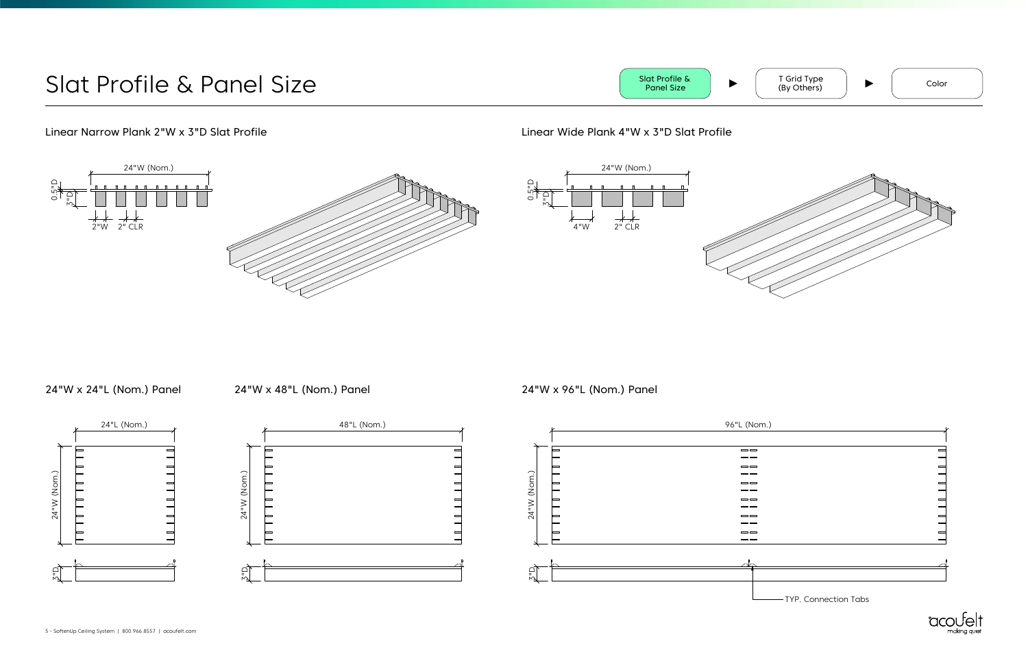# Slat Profile & Panel Size

Slat Profile & Panel Size ► T Grid Type (By Others) ► Color

## Linear Narrow Plank 2"W x 3"D Slat Profile

24"W (Nom.)

0.5"D

3"D

2"W 2" CLR

## Linear Wide Plank 4"W x 3"D Slat Profile

24"W (Nom.)

0.5"D

3"D

4"W 2" CLR

## 24"W x 24"L (Nom.) Panel

24"L (Nom.)

24"W (Nom.)

3"D

## 24"W x 48"L (Nom.) Panel

48"L (Nom.)

24"W (Nom.)

3"D

## 24"W x 96"L (Nom.) Panel

96"L (Nom.)

24"W (Nom.)

3"D

TYP. Connection Tabs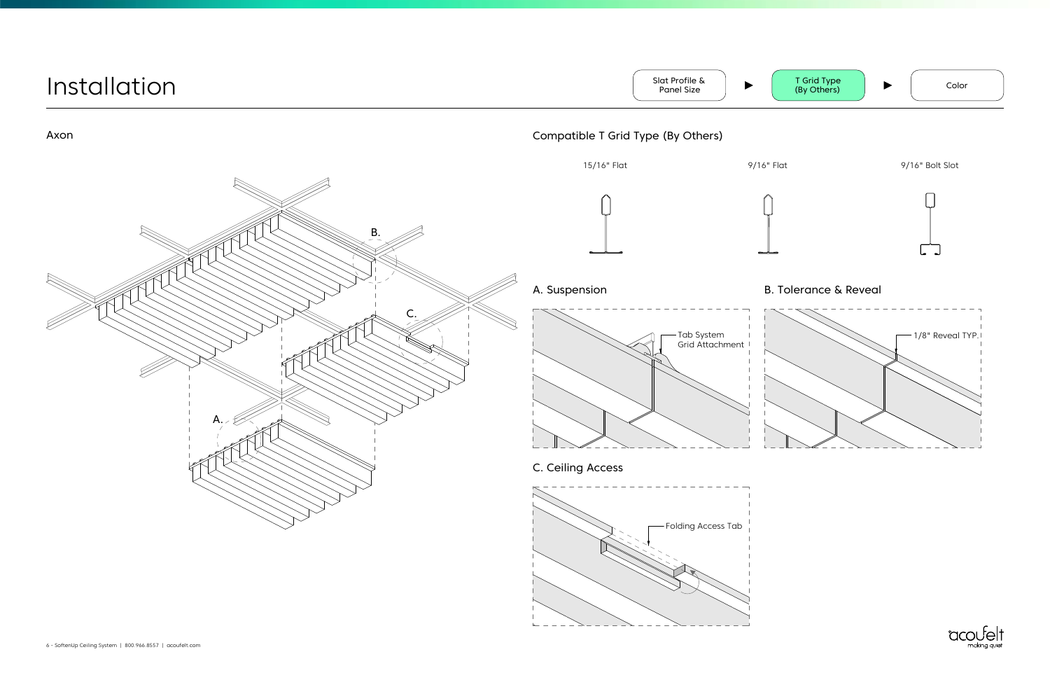# Installation

Slat Profile & Panel Size ► T Grid Type (By Others) ► Color

## Axon

B.

C.

A.

## Compatible T Grid Type (By Others)

15/16" Flat

9/16" Flat

9/16" Bolt Slot

### A. Suspension

Tab System Grid Attachment

### B. Tolerance & Reveal

1/8" Reveal TYP.

### C. Ceiling Access

Folding Access Tab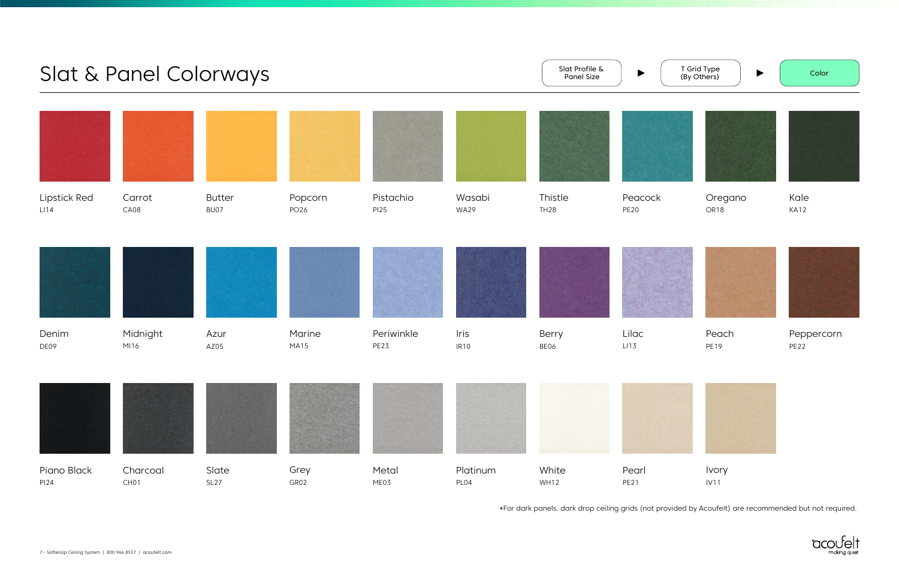# Slat & Panel Colorways

Slat Profile & Panel Size ▶ T Grid Type (By Others) ▶ Color

| | | | | | | | | | |
|---|---|---|---|---|---|---|---|---|---|
| Lipstick Red<br>LI14 | Carrot<br>CA08 | Butter<br>BU07 | Popcorn<br>PO26 | Pistachio<br>PI25 | Wasabi<br>WA29 | Thistle<br>TH28 | Peacock<br>PE20 | Oregano<br>OR18 | Kale<br>KA12 |
| Denim<br>DE09 | Midnight<br>MI16 | Azur<br>AZ05 | Marine<br>MA15 | Periwinkle<br>PE23 | Iris<br>IR10 | Berry<br>BE06 | Lilac<br>LI13 | Peach<br>PE19 | Peppercorn<br>PE22 |
| Piano Black<br>PI24 | Charcoal<br>CH01 | Slate<br>SL27 | Grey<br>GR02 | Metal<br>ME03 | Platinum<br>PL04 | White<br>WH12 | Pearl<br>PE21 | Ivory<br>IV11 | |

*For dark panels, dark drop ceiling grids (not provided by Acoufelt) are recommended but not required.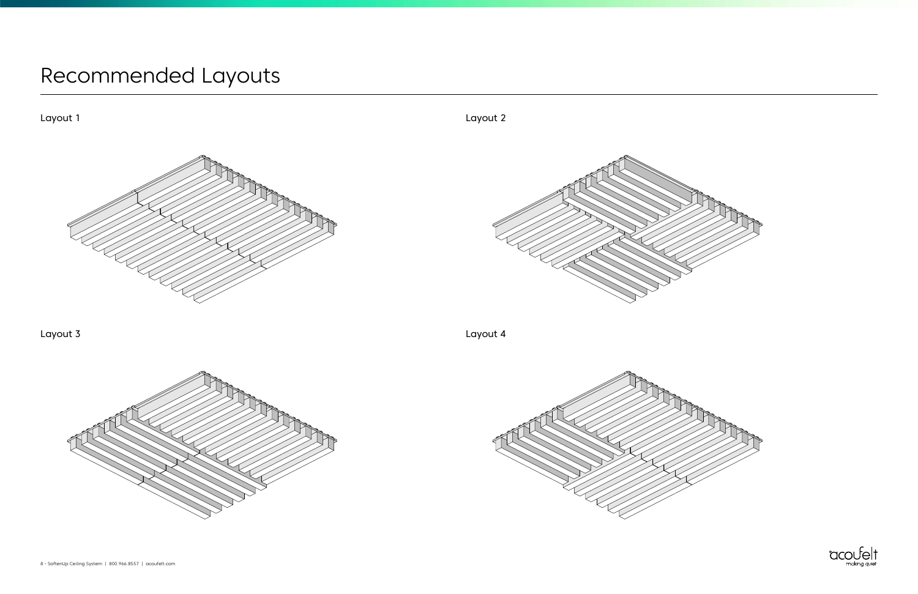# Recommended Layouts

Layout 1

Layout 2

Layout 3

Layout 4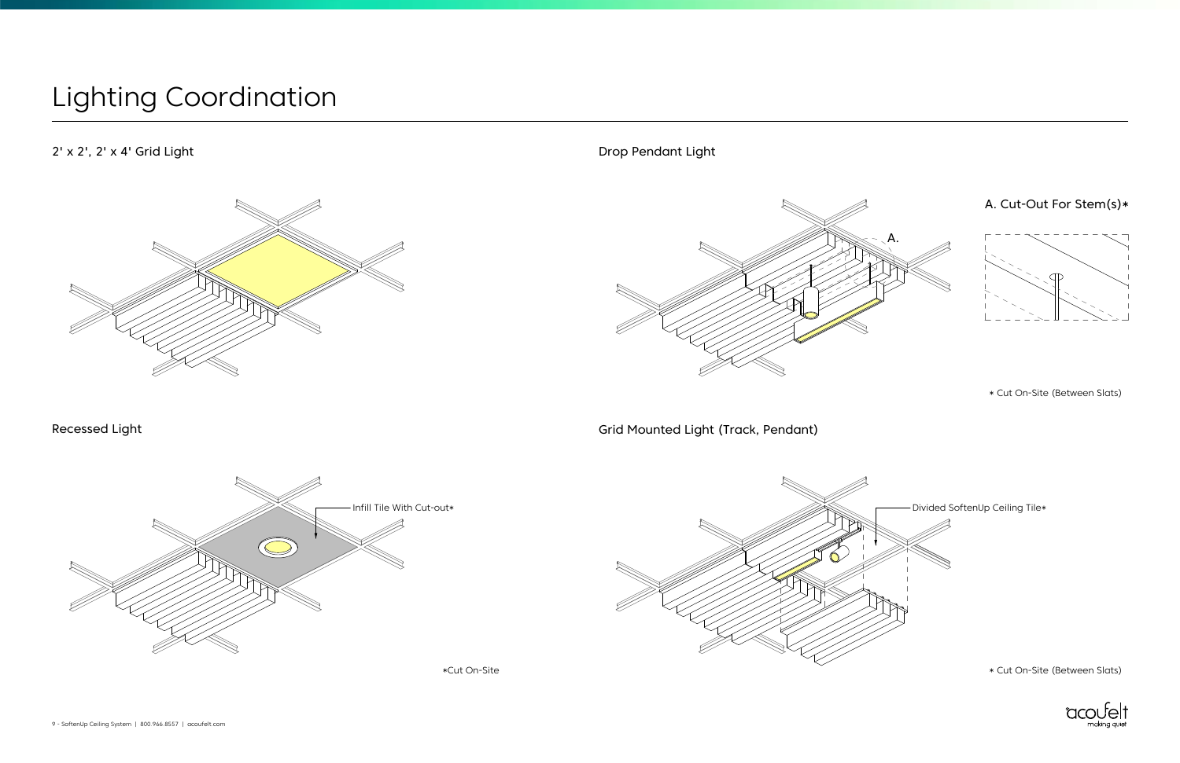# Lighting Coordination

## 2' x 2', 2' x 4' Grid Light

## Drop Pendant Light

A.

A. Cut-Out For Stem(s)*

* Cut On-Site (Between Slats)

## Recessed Light

Infill Tile With Cut-out*

*Cut On-Site

## Grid Mounted Light (Track, Pendant)

Divided SoftenUp Ceiling Tile*

* Cut On-Site (Between Slats)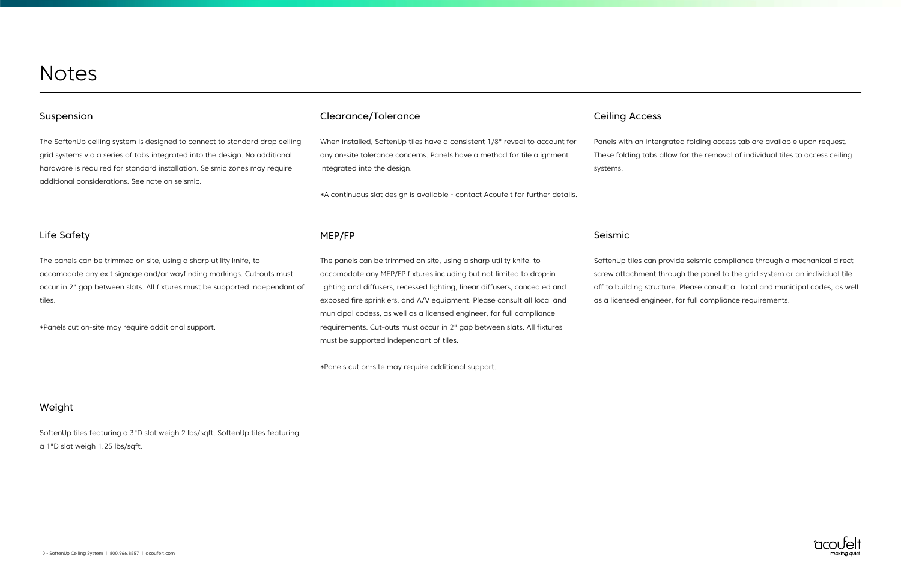# Notes

## Suspension

The SoftenUp ceiling system is designed to connect to standard drop ceiling grid systems via a series of tabs integrated into the design. No additional hardware is required for standard installation. Seismic zones may require additional considerations. See note on seismic.

## Clearance/Tolerance

When installed, SoftenUp tiles have a consistent 1/8" reveal to account for any on-site tolerance concerns. Panels have a method for tile alignment integrated into the design.

*A continuous slat design is available - contact Acoufelt for further details.

## Ceiling Access

Panels with an intergrated folding access tab are available upon request. These folding tabs allow for the removal of individual tiles to access ceiling systems.

## Life Safety

The panels can be trimmed on site, using a sharp utility knife, to accomodate any exit signage and/or wayfinding markings. Cut-outs must occur in 2" gap between slats. All fixtures must be supported independant of tiles.

*Panels cut on-site may require additional support.

## MEP/FP

The panels can be trimmed on site, using a sharp utility knife, to accomodate any MEP/FP fixtures including but not limited to drop-in lighting and diffusers, recessed lighting, linear diffusers, concealed and exposed fire sprinklers, and A/V equipment. Please consult all local and municipal codess, as well as a licensed engineer, for full compliance requirements. Cut-outs must occur in 2" gap between slats. All fixtures must be supported independant of tiles.

*Panels cut on-site may require additional support.

## Seismic

SoftenUp tiles can provide seismic compliance through a mechanical direct screw attachment through the panel to the grid system or an individual tile off to building structure. Please consult all local and municipal codes, as well as a licensed engineer, for full compliance requirements.

## Weight

SoftenUp tiles featuring a 3"D slat weigh 2 lbs/sqft. SoftenUp tiles featuring a 1"D slat weigh 1.25 lbs/sqft.